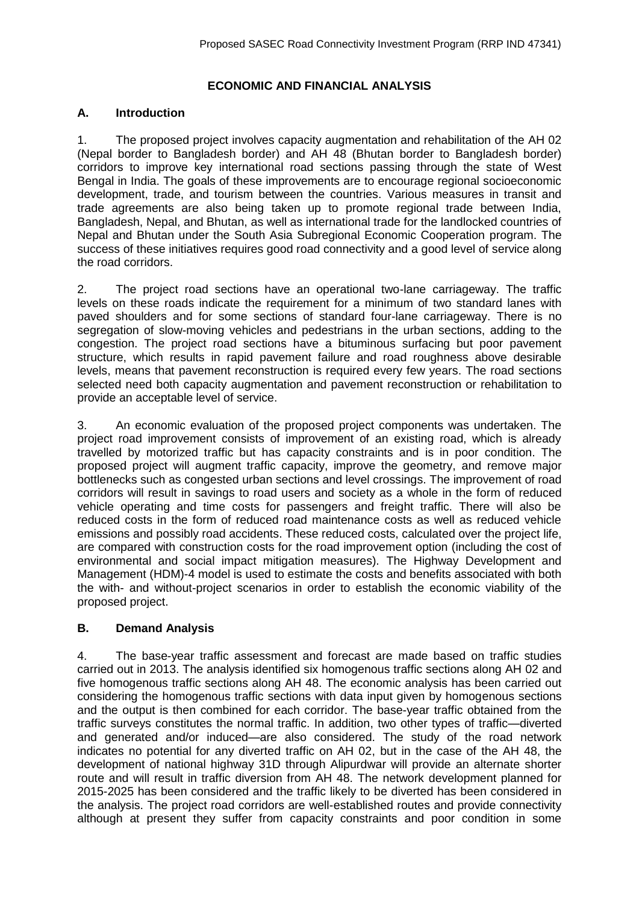# ECONOMIC AND FINANCIAL ANALYSIS

## A. Introduction

1. The proposed project involves capacity augmentation and rehabilitation of the AH 02 (Nepal border to Bangladesh border) and AH 48 (Bhutan border to Bangladesh border) corridors to improve key international road sections passing through the state of West Bengal in India. The goals of these improvements are to encourage regional socioeconomic development, trade, and tourism between the countries. Various measures in transit and trade agreements are also being taken up to promote regional trade between India, Bangladesh, Nepal, and Bhutan, as well as international trade for the landlocked countries of Nepal and Bhutan under the South Asia Subregional Economic Cooperation program. The success of these initiatives requires good road connectivity and a good level of service along the road corridors.

2. The project road sections have an operational two-lane carriageway. The traffic levels on these roads indicate the requirement for a minimum of two standard lanes with paved shoulders and for some sections of standard four-lane carriageway. There is no segregation of slow-moving vehicles and pedestrians in the urban sections, adding to the congestion. The project road sections have a bituminous surfacing but poor pavement structure, which results in rapid pavement failure and road roughness above desirable levels, means that pavement reconstruction is required every few years. The road sections selected need both capacity augmentation and pavement reconstruction or rehabilitation to provide an acceptable level of service.

3. An economic evaluation of the proposed project components was undertaken. The project road improvement consists of improvement of an existing road, which is already travelled by motorized traffic but has capacity constraints and is in poor condition. The proposed project will augment traffic capacity, improve the geometry, and remove major bottlenecks such as congested urban sections and level crossings. The improvement of road corridors will result in savings to road users and society as a whole in the form of reduced vehicle operating and time costs for passengers and freight traffic. There will also be reduced costs in the form of reduced road maintenance costs as well as reduced vehicle emissions and possibly road accidents. These reduced costs, calculated over the project life, are compared with construction costs for the road improvement option (including the cost of environmental and social impact mitigation measures). The Highway Development and Management (HDM)-4 model is used to estimate the costs and benefits associated with both the with- and without-project scenarios in order to establish the economic viability of the proposed project.

## B. Demand Analysis

4. The base-year traffic assessment and forecast are made based on traffic studies carried out in 2013. The analysis identified six homogenous traffic sections along AH 02 and five homogenous traffic sections along AH 48. The economic analysis has been carried out considering the homogenous traffic sections with data input given by homogenous sections and the output is then combined for each corridor. The base-year traffic obtained from the traffic surveys constitutes the normal traffic. In addition, two other types of traffic—diverted and generated and/or induced—are also considered. The study of the road network indicates no potential for any diverted traffic on AH 02, but in the case of the AH 48, the development of national highway 31D through Alipurdwar will provide an alternate shorter route and will result in traffic diversion from AH 48. The network development planned for 2015-2025 has been considered and the traffic likely to be diverted has been considered in the analysis. The project road corridors are well-established routes and provide connectivity although at present they suffer from capacity constraints and poor condition in some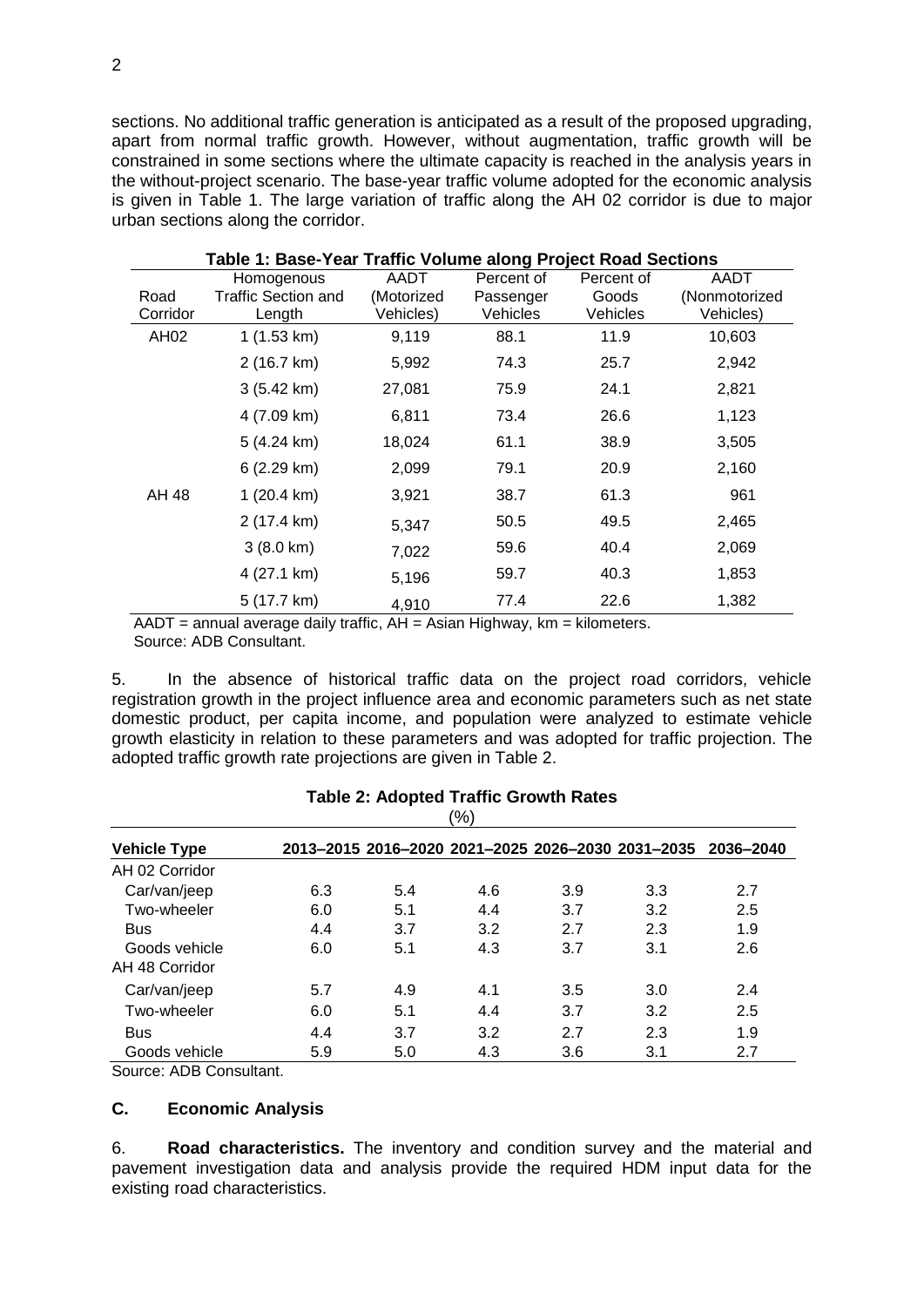sections. No additional traffic generation is anticipated as a result of the proposed upgrading, apart from normal traffic growth. However, without augmentation, traffic growth will be constrained in some sections where the ultimate capacity is reached in the analysis years in the without-project scenario. The base-year traffic volume adopted for the economic analysis is given in Table 1. The large variation of traffic along the AH 02 corridor is due to major urban sections along the corridor.

**Table 1: Base-Year Traffic Volume along Project Road Sections**

| Road Corridor | Homogenous Traffic Section and Length | AADT (Motorized Vehicles) | Percent of Passenger Vehicles | Percent of Goods Vehicles | AADT (Nonmotorized Vehicles) |
|---|---|---|---|---|---|
| AH02 | 1 (1.53 km) | 9,119 | 88.1 | 11.9 | 10,603 |
| | 2 (16.7 km) | 5,992 | 74.3 | 25.7 | 2,942 |
| | 3 (5.42 km) | 27,081 | 75.9 | 24.1 | 2,821 |
| | 4 (7.09 km) | 6,811 | 73.4 | 26.6 | 1,123 |
| | 5 (4.24 km) | 18,024 | 61.1 | 38.9 | 3,505 |
| | 6 (2.29 km) | 2,099 | 79.1 | 20.9 | 2,160 |
| AH 48 | 1 (20.4 km) | 3,921 | 38.7 | 61.3 | 961 |
| | 2 (17.4 km) | 5,347 | 50.5 | 49.5 | 2,465 |
| | 3 (8.0 km) | 7,022 | 59.6 | 40.4 | 2,069 |
| | 4 (27.1 km) | 5,196 | 59.7 | 40.3 | 1,853 |
| | 5 (17.7 km) | 4,910 | 77.4 | 22.6 | 1,382 |

AADT = annual average daily traffic, AH = Asian Highway, km = kilometers.
Source: ADB Consultant.

5. In the absence of historical traffic data on the project road corridors, vehicle registration growth in the project influence area and economic parameters such as net state domestic product, per capita income, and population were analyzed to estimate vehicle growth elasticity in relation to these parameters and was adopted for traffic projection. The adopted traffic growth rate projections are given in Table 2.

**Table 2: Adopted Traffic Growth Rates**
(%)

| Vehicle Type | 2013–2015 | 2016–2020 | 2021–2025 | 2026–2030 | 2031–2035 | 2036–2040 |
|---|---|---|---|---|---|---|
| AH 02 Corridor | | | | | | |
| Car/van/jeep | 6.3 | 5.4 | 4.6 | 3.9 | 3.3 | 2.7 |
| Two-wheeler | 6.0 | 5.1 | 4.4 | 3.7 | 3.2 | 2.5 |
| Bus | 4.4 | 3.7 | 3.2 | 2.7 | 2.3 | 1.9 |
| Goods vehicle | 6.0 | 5.1 | 4.3 | 3.7 | 3.1 | 2.6 |
| AH 48 Corridor | | | | | | |
| Car/van/jeep | 5.7 | 4.9 | 4.1 | 3.5 | 3.0 | 2.4 |
| Two-wheeler | 6.0 | 5.1 | 4.4 | 3.7 | 3.2 | 2.5 |
| Bus | 4.4 | 3.7 | 3.2 | 2.7 | 2.3 | 1.9 |
| Goods vehicle | 5.9 | 5.0 | 4.3 | 3.6 | 3.1 | 2.7 |

Source: ADB Consultant.

### C. Economic Analysis

6. **Road characteristics.** The inventory and condition survey and the material and pavement investigation data and analysis provide the required HDM input data for the existing road characteristics.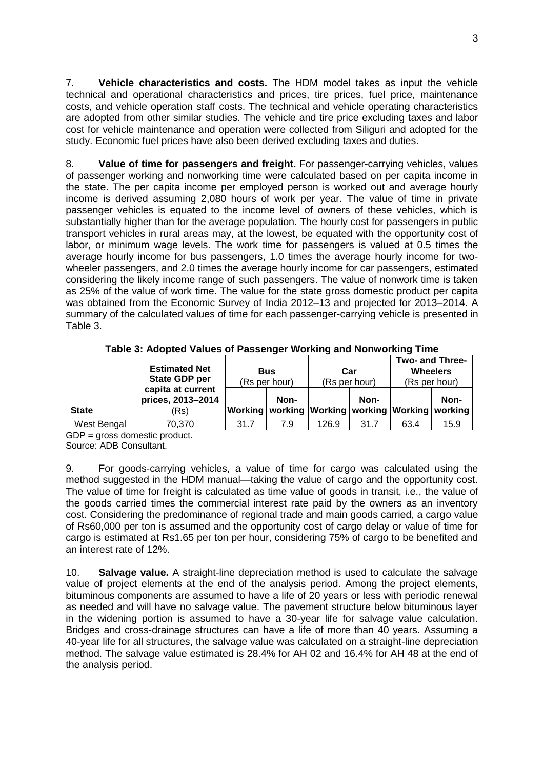7. **Vehicle characteristics and costs.** The HDM model takes as input the vehicle technical and operational characteristics and prices, tire prices, fuel price, maintenance costs, and vehicle operation staff costs. The technical and vehicle operating characteristics are adopted from other similar studies. The vehicle and tire price excluding taxes and labor cost for vehicle maintenance and operation were collected from Siliguri and adopted for the study. Economic fuel prices have also been derived excluding taxes and duties.

8. **Value of time for passengers and freight.** For passenger-carrying vehicles, values of passenger working and nonworking time were calculated based on per capita income in the state. The per capita income per employed person is worked out and average hourly income is derived assuming 2,080 hours of work per year. The value of time in private passenger vehicles is equated to the income level of owners of these vehicles, which is substantially higher than for the average population. The hourly cost for passengers in public transport vehicles in rural areas may, at the lowest, be equated with the opportunity cost of labor, or minimum wage levels. The work time for passengers is valued at 0.5 times the average hourly income for bus passengers, 1.0 times the average hourly income for two-wheeler passengers, and 2.0 times the average hourly income for car passengers, estimated considering the likely income range of such passengers. The value of nonwork time is taken as 25% of the value of work time. The value for the state gross domestic product per capita was obtained from the Economic Survey of India 2012–13 and projected for 2013–2014. A summary of the calculated values of time for each passenger-carrying vehicle is presented in Table 3.

**Table 3: Adopted Values of Passenger Working and Nonworking Time**

| State | Estimated Net State GDP per capita at current prices, 2013–2014 (Rs) | Bus (Rs per hour) | | Car (Rs per hour) | | Two- and Three-Wheelers (Rs per hour) | |
|---|---|---|---|---|---|---|---|
| | | Working | Non-working | Working | Non-working | Working | Non-working |
| West Bengal | 70,370 | 31.7 | 7.9 | 126.9 | 31.7 | 63.4 | 15.9 |

GDP = gross domestic product.
Source: ADB Consultant.

9. For goods-carrying vehicles, a value of time for cargo was calculated using the method suggested in the HDM manual—taking the value of cargo and the opportunity cost. The value of time for freight is calculated as time value of goods in transit, i.e., the value of the goods carried times the commercial interest rate paid by the owners as an inventory cost. Considering the predominance of regional trade and main goods carried, a cargo value of Rs60,000 per ton is assumed and the opportunity cost of cargo delay or value of time for cargo is estimated at Rs1.65 per ton per hour, considering 75% of cargo to be benefited and an interest rate of 12%.

10. **Salvage value.** A straight-line depreciation method is used to calculate the salvage value of project elements at the end of the analysis period. Among the project elements, bituminous components are assumed to have a life of 20 years or less with periodic renewal as needed and will have no salvage value. The pavement structure below bituminous layer in the widening portion is assumed to have a 30-year life for salvage value calculation. Bridges and cross-drainage structures can have a life of more than 40 years. Assuming a 40-year life for all structures, the salvage value was calculated on a straight-line depreciation method. The salvage value estimated is 28.4% for AH 02 and 16.4% for AH 48 at the end of the analysis period.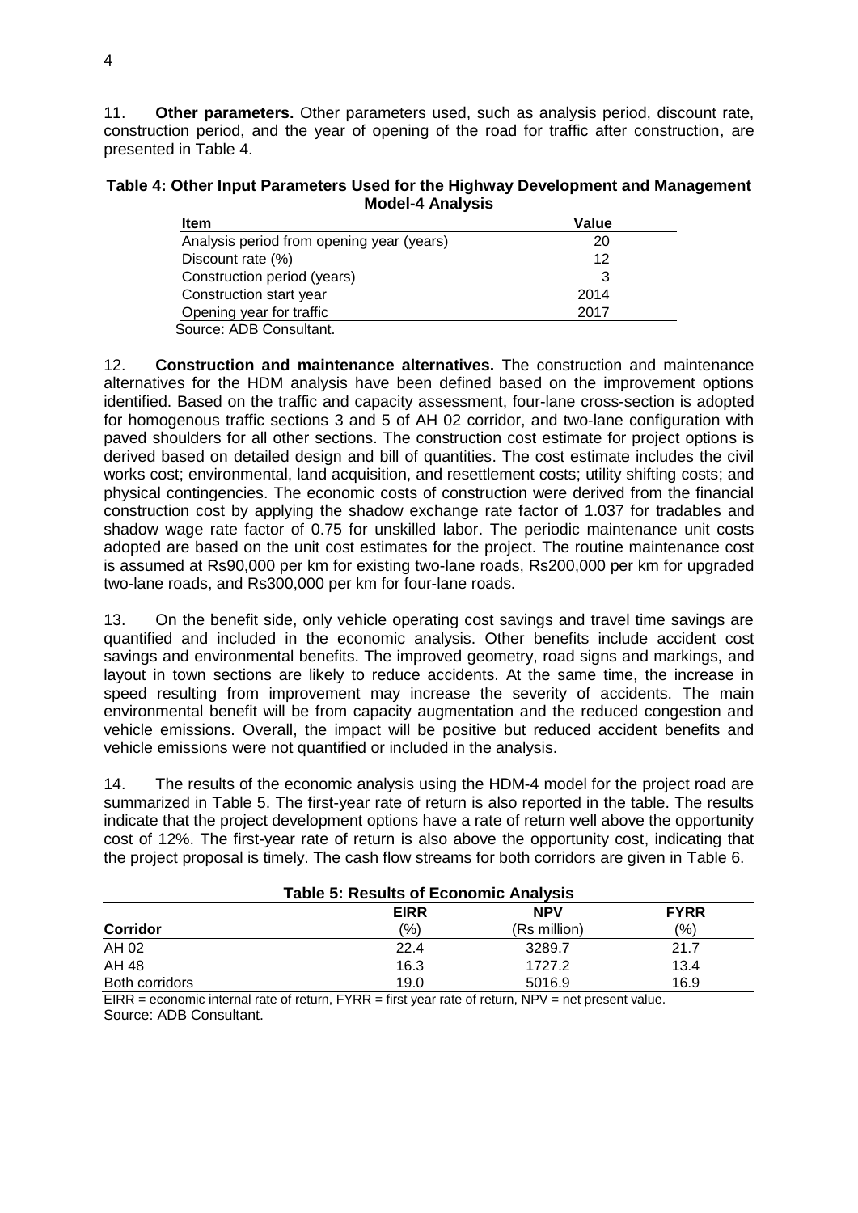11. **Other parameters.** Other parameters used, such as analysis period, discount rate, construction period, and the year of opening of the road for traffic after construction, are presented in Table 4.

**Table 4: Other Input Parameters Used for the Highway Development and Management Model-4 Analysis**

| Item | Value |
|---|---|
| Analysis period from opening year (years) | 20 |
| Discount rate (%) | 12 |
| Construction period (years) | 3 |
| Construction start year | 2014 |
| Opening year for traffic | 2017 |

Source: ADB Consultant.

12. **Construction and maintenance alternatives.** The construction and maintenance alternatives for the HDM analysis have been defined based on the improvement options identified. Based on the traffic and capacity assessment, four-lane cross-section is adopted for homogenous traffic sections 3 and 5 of AH 02 corridor, and two-lane configuration with paved shoulders for all other sections. The construction cost estimate for project options is derived based on detailed design and bill of quantities. The cost estimate includes the civil works cost; environmental, land acquisition, and resettlement costs; utility shifting costs; and physical contingencies. The economic costs of construction were derived from the financial construction cost by applying the shadow exchange rate factor of 1.037 for tradables and shadow wage rate factor of 0.75 for unskilled labor. The periodic maintenance unit costs adopted are based on the unit cost estimates for the project. The routine maintenance cost is assumed at Rs90,000 per km for existing two-lane roads, Rs200,000 per km for upgraded two-lane roads, and Rs300,000 per km for four-lane roads.

13. On the benefit side, only vehicle operating cost savings and travel time savings are quantified and included in the economic analysis. Other benefits include accident cost savings and environmental benefits. The improved geometry, road signs and markings, and layout in town sections are likely to reduce accidents. At the same time, the increase in speed resulting from improvement may increase the severity of accidents. The main environmental benefit will be from capacity augmentation and the reduced congestion and vehicle emissions. Overall, the impact will be positive but reduced accident benefits and vehicle emissions were not quantified or included in the analysis.

14. The results of the economic analysis using the HDM-4 model for the project road are summarized in Table 5. The first-year rate of return is also reported in the table. The results indicate that the project development options have a rate of return well above the opportunity cost of 12%. The first-year rate of return is also above the opportunity cost, indicating that the project proposal is timely. The cash flow streams for both corridors are given in Table 6.

**Table 5: Results of Economic Analysis**

| Corridor | EIRR (%) | NPV (Rs million) | FYRR (%) |
|---|---|---|---|
| AH 02 | 22.4 | 3289.7 | 21.7 |
| AH 48 | 16.3 | 1727.2 | 13.4 |
| Both corridors | 19.0 | 5016.9 | 16.9 |

EIRR = economic internal rate of return, FYRR = first year rate of return, NPV = net present value.
Source: ADB Consultant.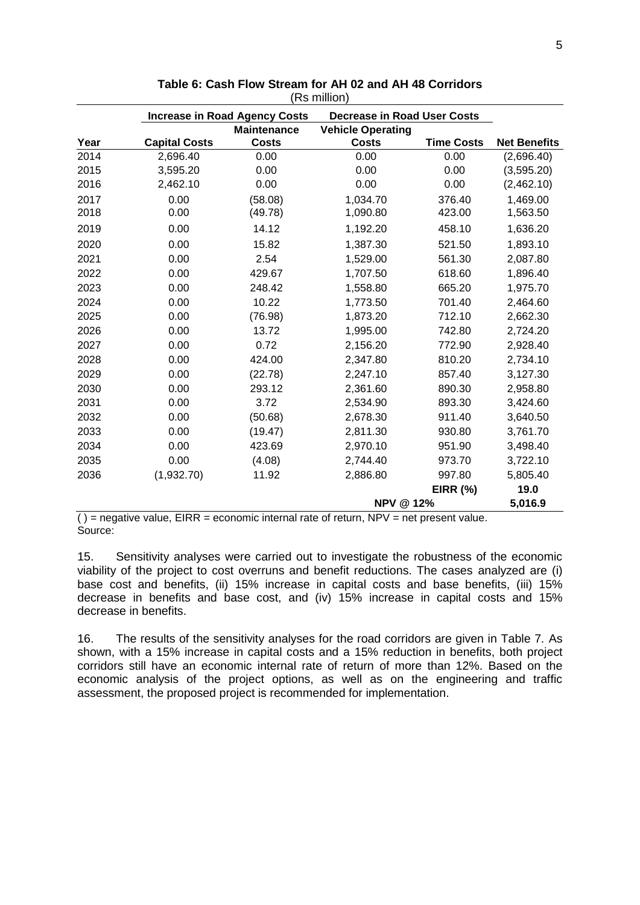**Table 6: Cash Flow Stream for AH 02 and AH 48 Corridors**
(Rs million)

| | Increase in Road Agency Costs | | Decrease in Road User Costs | | |
|---|---|---|---|---|---|
| Year | Capital Costs | Maintenance Costs | Vehicle Operating Costs | Time Costs | Net Benefits |
| 2014 | 2,696.40 | 0.00 | 0.00 | 0.00 | (2,696.40) |
| 2015 | 3,595.20 | 0.00 | 0.00 | 0.00 | (3,595.20) |
| 2016 | 2,462.10 | 0.00 | 0.00 | 0.00 | (2,462.10) |
| 2017 | 0.00 | (58.08) | 1,034.70 | 376.40 | 1,469.00 |
| 2018 | 0.00 | (49.78) | 1,090.80 | 423.00 | 1,563.50 |
| 2019 | 0.00 | 14.12 | 1,192.20 | 458.10 | 1,636.20 |
| 2020 | 0.00 | 15.82 | 1,387.30 | 521.50 | 1,893.10 |
| 2021 | 0.00 | 2.54 | 1,529.00 | 561.30 | 2,087.80 |
| 2022 | 0.00 | 429.67 | 1,707.50 | 618.60 | 1,896.40 |
| 2023 | 0.00 | 248.42 | 1,558.80 | 665.20 | 1,975.70 |
| 2024 | 0.00 | 10.22 | 1,773.50 | 701.40 | 2,464.60 |
| 2025 | 0.00 | (76.98) | 1,873.20 | 712.10 | 2,662.30 |
| 2026 | 0.00 | 13.72 | 1,995.00 | 742.80 | 2,724.20 |
| 2027 | 0.00 | 0.72 | 2,156.20 | 772.90 | 2,928.40 |
| 2028 | 0.00 | 424.00 | 2,347.80 | 810.20 | 2,734.10 |
| 2029 | 0.00 | (22.78) | 2,247.10 | 857.40 | 3,127.30 |
| 2030 | 0.00 | 293.12 | 2,361.60 | 890.30 | 2,958.80 |
| 2031 | 0.00 | 3.72 | 2,534.90 | 893.30 | 3,424.60 |
| 2032 | 0.00 | (50.68) | 2,678.30 | 911.40 | 3,640.50 |
| 2033 | 0.00 | (19.47) | 2,811.30 | 930.80 | 3,761.70 |
| 2034 | 0.00 | 423.69 | 2,970.10 | 951.90 | 3,498.40 |
| 2035 | 0.00 | (4.08) | 2,744.40 | 973.70 | 3,722.10 |
| 2036 | (1,932.70) | 11.92 | 2,886.80 | 997.80 | 5,805.40 |
| | | | | **EIRR (%)** | **19.0** |
| | | | **NPV @ 12%** | | **5,016.9** |

( ) = negative value, EIRR = economic internal rate of return, NPV = net present value.
Source:

15. Sensitivity analyses were carried out to investigate the robustness of the economic viability of the project to cost overruns and benefit reductions. The cases analyzed are (i) base cost and benefits, (ii) 15% increase in capital costs and base benefits, (iii) 15% decrease in benefits and base cost, and (iv) 15% increase in capital costs and 15% decrease in benefits.

16. The results of the sensitivity analyses for the road corridors are given in Table 7. As shown, with a 15% increase in capital costs and a 15% reduction in benefits, both project corridors still have an economic internal rate of return of more than 12%. Based on the economic analysis of the project options, as well as on the engineering and traffic assessment, the proposed project is recommended for implementation.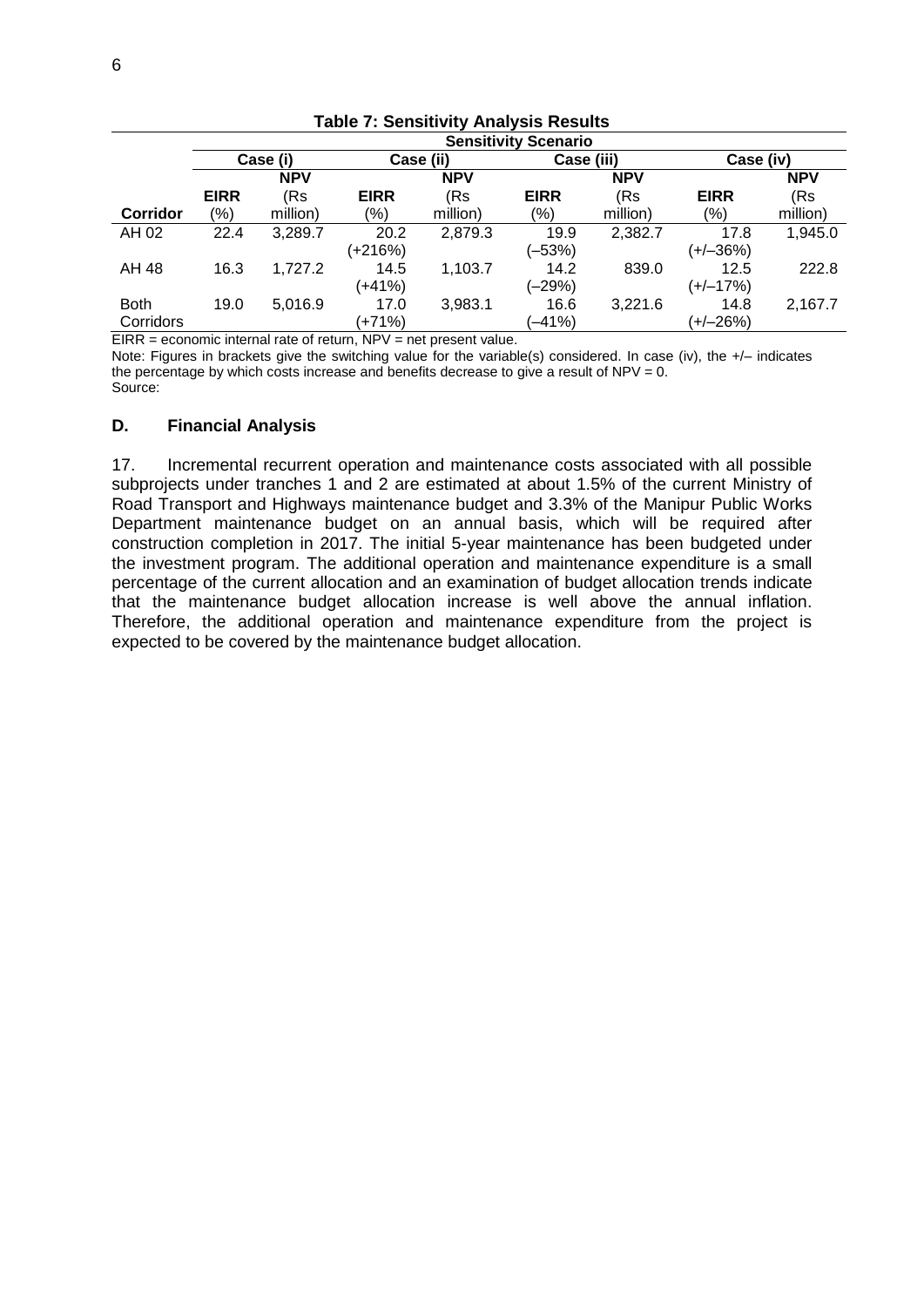**Table 7: Sensitivity Analysis Results**

| | Sensitivity Scenario | | | | | | | |
|---|---|---|---|---|---|---|---|---|
| | Case (i) | | Case (ii) | | Case (iii) | | Case (iv) | |
| Corridor | EIRR (%) | NPV (Rs million) | EIRR (%) | NPV (Rs million) | EIRR (%) | NPV (Rs million) | EIRR (%) | NPV (Rs million) |
| AH 02 | 22.4 | 3,289.7 | 20.2 (+216%) | 2,879.3 | 19.9 (–53%) | 2,382.7 | 17.8 (+/–36%) | 1,945.0 |
| AH 48 | 16.3 | 1,727.2 | 14.5 (+41%) | 1,103.7 | 14.2 (–29%) | 839.0 | 12.5 (+/–17%) | 222.8 |
| Both Corridors | 19.0 | 5,016.9 | 17.0 (+71%) | 3,983.1 | 16.6 (–41%) | 3,221.6 | 14.8 (+/–26%) | 2,167.7 |

EIRR = economic internal rate of return, NPV = net present value.

Note: Figures in brackets give the switching value for the variable(s) considered. In case (iv), the +/– indicates the percentage by which costs increase and benefits decrease to give a result of NPV = 0.

Source:

## D. Financial Analysis

17. Incremental recurrent operation and maintenance costs associated with all possible subprojects under tranches 1 and 2 are estimated at about 1.5% of the current Ministry of Road Transport and Highways maintenance budget and 3.3% of the Manipur Public Works Department maintenance budget on an annual basis, which will be required after construction completion in 2017. The initial 5-year maintenance has been budgeted under the investment program. The additional operation and maintenance expenditure is a small percentage of the current allocation and an examination of budget allocation trends indicate that the maintenance budget allocation increase is well above the annual inflation. Therefore, the additional operation and maintenance expenditure from the project is expected to be covered by the maintenance budget allocation.